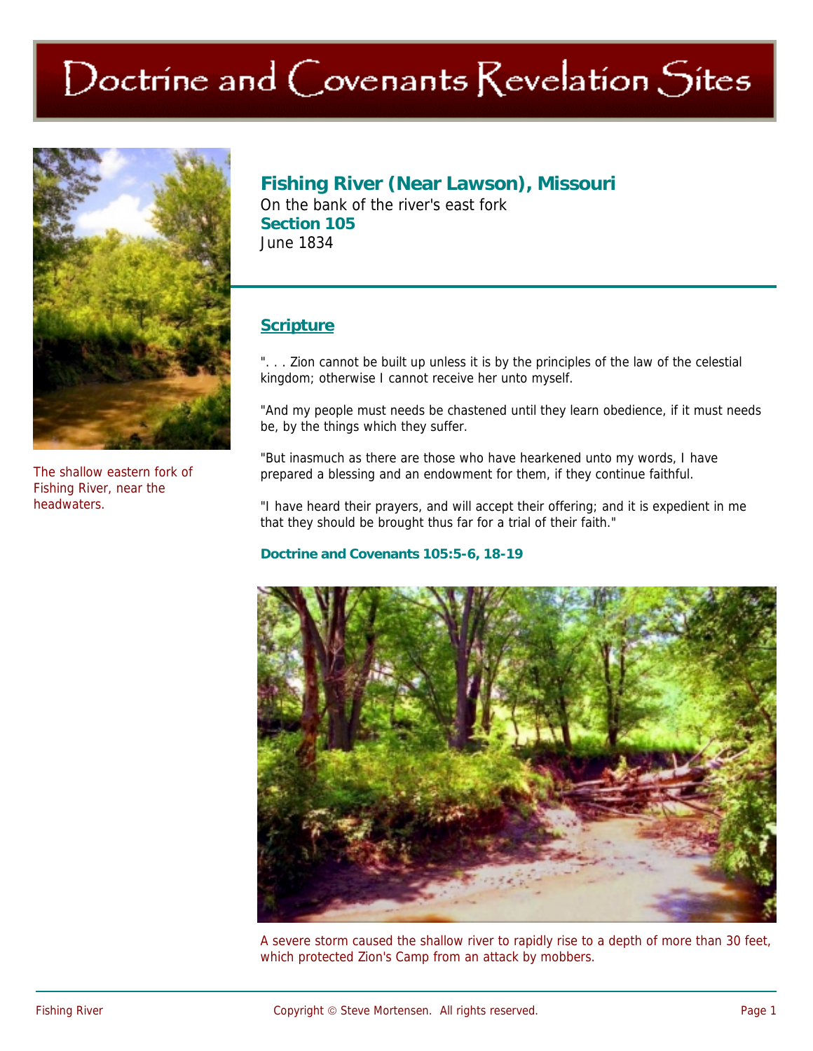# Doctrine and Covenants Revelation Sites

The shallow eastern fork of Fishing River, near the headwaters.

## Fishing River (Near Lawson), Missouri

On the bank of the river's east fork

**Section 105**

June 1834

### Scripture

". . . Zion cannot be built up unless it is by the principles of the law of the celestial kingdom; otherwise I cannot receive her unto myself.

"And my people must needs be chastened until they learn obedience, if it must needs be, by the things which they suffer.

"But inasmuch as there are those who have hearkened unto my words, I have prepared a blessing and an endowment for them, if they continue faithful.

"I have heard their prayers, and will accept their offering; and it is expedient in me that they should be brought thus far for a trial of their faith."

**Doctrine and Covenants 105:5-6, 18-19**

A severe storm caused the shallow river to rapidly rise to a depth of more than 30 feet, which protected Zion's Camp from an attack by mobbers.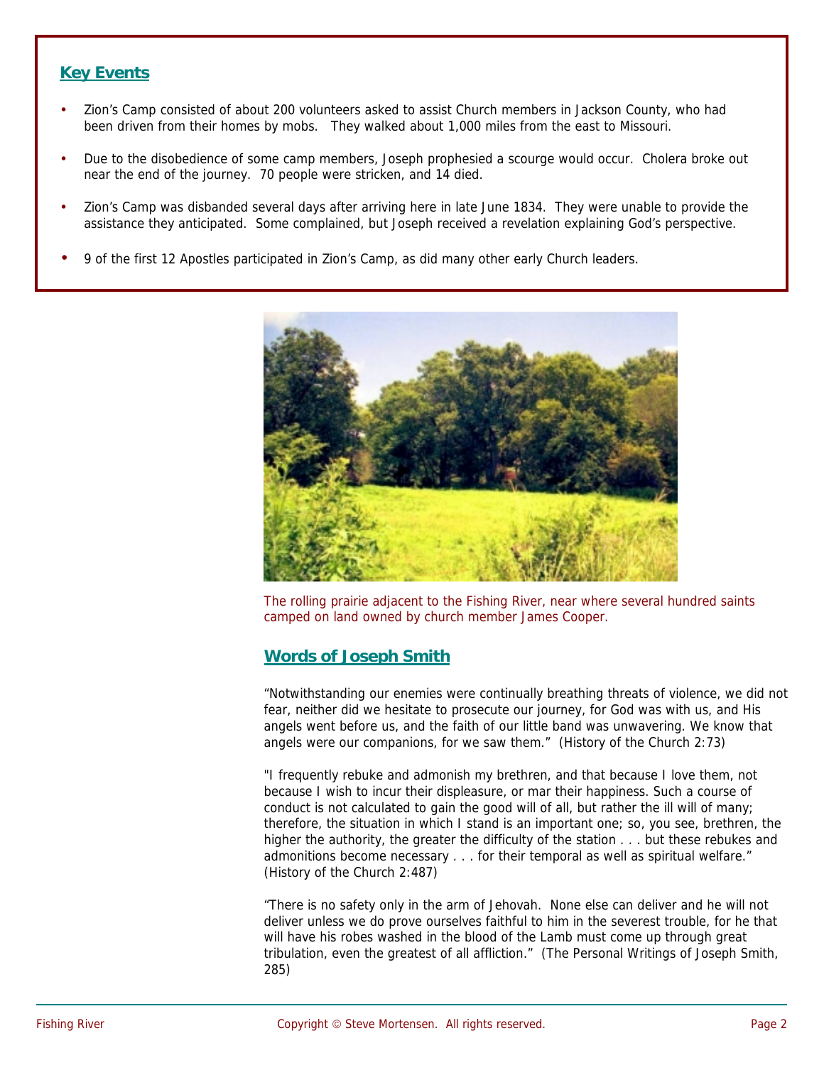## Key Events

- Zion's Camp consisted of about 200 volunteers asked to assist Church members in Jackson County, who had been driven from their homes by mobs. They walked about 1,000 miles from the east to Missouri.
- Due to the disobedience of some camp members, Joseph prophesied a scourge would occur. Cholera broke out near the end of the journey. 70 people were stricken, and 14 died.
- Zion's Camp was disbanded several days after arriving here in late June 1834. They were unable to provide the assistance they anticipated. Some complained, but Joseph received a revelation explaining God's perspective.
- 9 of the first 12 Apostles participated in Zion's Camp, as did many other early Church leaders.

The rolling prairie adjacent to the Fishing River, near where several hundred saints camped on land owned by church member James Cooper.

## Words of Joseph Smith

"Notwithstanding our enemies were continually breathing threats of violence, we did not fear, neither did we hesitate to prosecute our journey, for God was with us, and His angels went before us, and the faith of our little band was unwavering. We know that angels were our companions, for we saw them." (History of the Church 2:73)

"I frequently rebuke and admonish my brethren, and that because I love them, not because I wish to incur their displeasure, or mar their happiness. Such a course of conduct is not calculated to gain the good will of all, but rather the ill will of many; therefore, the situation in which I stand is an important one; so, you see, brethren, the higher the authority, the greater the difficulty of the station . . . but these rebukes and admonitions become necessary . . . for their temporal as well as spiritual welfare." (History of the Church 2:487)

"There is no safety only in the arm of Jehovah. None else can deliver and he will not deliver unless we do prove ourselves faithful to him in the severest trouble, for he that will have his robes washed in the blood of the Lamb must come up through great tribulation, even the greatest of all affliction." (The Personal Writings of Joseph Smith, 285)